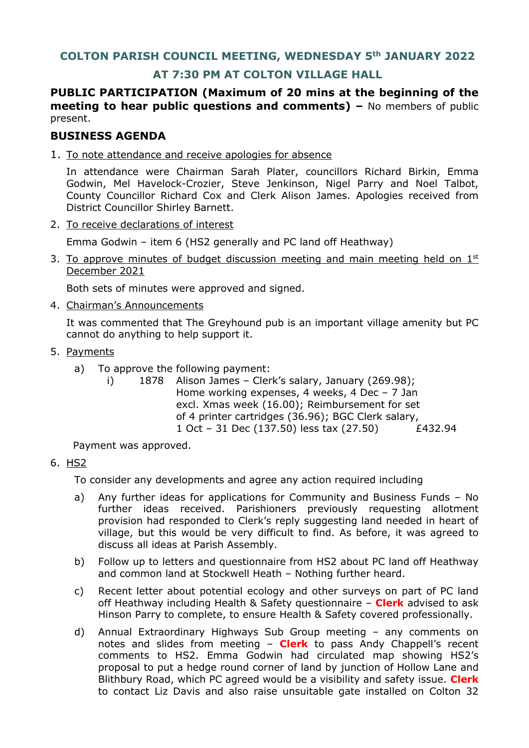## COLTON PARISH COUNCIL MEETING, WEDNESDAY 5th JANUARY 2022

## AT 7:30 PM AT COLTON VILLAGE HALL

**PUBLIC PARTICIPATION (Maximum of 20 mins at the beginning of the meeting to hear public questions and comments) –** No members of public present.

### BUSINESS AGENDA

1. To note attendance and receive apologies for absence

   In attendance were Chairman Sarah Plater, councillors Richard Birkin, Emma Godwin, Mel Havelock-Crozier, Steve Jenkinson, Nigel Parry and Noel Talbot, County Councillor Richard Cox and Clerk Alison James. Apologies received from District Councillor Shirley Barnett.

2. To receive declarations of interest

   Emma Godwin – item 6 (HS2 generally and PC land off Heathway)

3. To approve minutes of budget discussion meeting and main meeting held on 1st December 2021

   Both sets of minutes were approved and signed.

4. Chairman's Announcements

   It was commented that The Greyhound pub is an important village amenity but PC cannot do anything to help support it.

5. Payments

   a) To approve the following payment:

      i) 1878 Alison James – Clerk's salary, January (269.98); Home working expenses, 4 weeks, 4 Dec – 7 Jan excl. Xmas week (16.00); Reimbursement for set of 4 printer cartridges (36.96); BGC Clerk salary, 1 Oct – 31 Dec (137.50) less tax (27.50) £432.94

   Payment was approved.

6. HS2

   To consider any developments and agree any action required including

   a) Any further ideas for applications for Community and Business Funds – No further ideas received. Parishioners previously requesting allotment provision had responded to Clerk's reply suggesting land needed in heart of village, but this would be very difficult to find. As before, it was agreed to discuss all ideas at Parish Assembly.

   b) Follow up to letters and questionnaire from HS2 about PC land off Heathway and common land at Stockwell Heath – Nothing further heard.

   c) Recent letter about potential ecology and other surveys on part of PC land off Heathway including Health & Safety questionnaire – **Clerk** advised to ask Hinson Parry to complete, to ensure Health & Safety covered professionally.

   d) Annual Extraordinary Highways Sub Group meeting – any comments on notes and slides from meeting – **Clerk** to pass Andy Chappell's recent comments to HS2. Emma Godwin had circulated map showing HS2's proposal to put a hedge round corner of land by junction of Hollow Lane and Blithbury Road, which PC agreed would be a visibility and safety issue. **Clerk** to contact Liz Davis and also raise unsuitable gate installed on Colton 32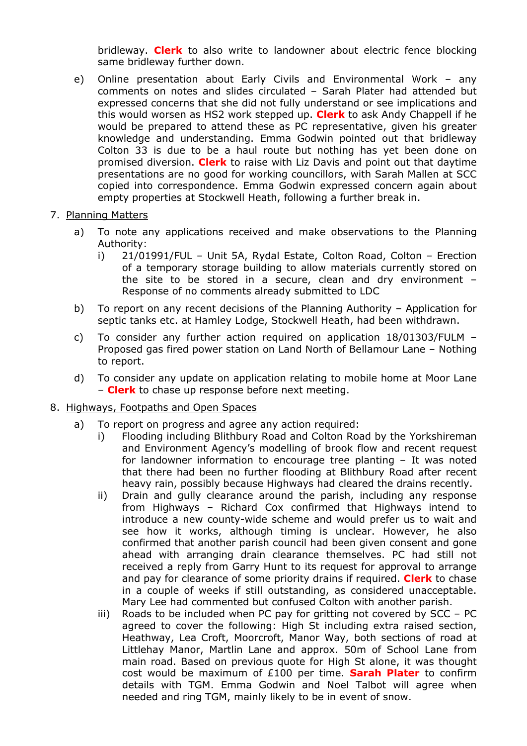bridleway. **Clerk** to also write to landowner about electric fence blocking same bridleway further down.

e) Online presentation about Early Civils and Environmental Work – any comments on notes and slides circulated – Sarah Plater had attended but expressed concerns that she did not fully understand or see implications and this would worsen as HS2 work stepped up. **Clerk** to ask Andy Chappell if he would be prepared to attend these as PC representative, given his greater knowledge and understanding. Emma Godwin pointed out that bridleway Colton 33 is due to be a haul route but nothing has yet been done on promised diversion. **Clerk** to raise with Liz Davis and point out that daytime presentations are no good for working councillors, with Sarah Mallen at SCC copied into correspondence. Emma Godwin expressed concern again about empty properties at Stockwell Heath, following a further break in.

7. <u>Planning Matters</u>

   a) To note any applications received and make observations to the Planning Authority:
      i) 21/01991/FUL – Unit 5A, Rydal Estate, Colton Road, Colton – Erection of a temporary storage building to allow materials currently stored on the site to be stored in a secure, clean and dry environment – Response of no comments already submitted to LDC

   b) To report on any recent decisions of the Planning Authority – Application for septic tanks etc. at Hamley Lodge, Stockwell Heath, had been withdrawn.

   c) To consider any further action required on application 18/01303/FULM – Proposed gas fired power station on Land North of Bellamour Lane – Nothing to report.

   d) To consider any update on application relating to mobile home at Moor Lane – **Clerk** to chase up response before next meeting.

8. <u>Highways, Footpaths and Open Spaces</u>

   a) To report on progress and agree any action required:
      i) Flooding including Blithbury Road and Colton Road by the Yorkshireman and Environment Agency's modelling of brook flow and recent request for landowner information to encourage tree planting – It was noted that there had been no further flooding at Blithbury Road after recent heavy rain, possibly because Highways had cleared the drains recently.
      ii) Drain and gully clearance around the parish, including any response from Highways – Richard Cox confirmed that Highways intend to introduce a new county-wide scheme and would prefer us to wait and see how it works, although timing is unclear. However, he also confirmed that another parish council had been given consent and gone ahead with arranging drain clearance themselves. PC had still not received a reply from Garry Hunt to its request for approval to arrange and pay for clearance of some priority drains if required. **Clerk** to chase in a couple of weeks if still outstanding, as considered unacceptable. Mary Lee had commented but confused Colton with another parish.
      iii) Roads to be included when PC pay for gritting not covered by SCC – PC agreed to cover the following: High St including extra raised section, Heathway, Lea Croft, Moorcroft, Manor Way, both sections of road at Littlehay Manor, Martlin Lane and approx. 50m of School Lane from main road. Based on previous quote for High St alone, it was thought cost would be maximum of £100 per time. **Sarah Plater** to confirm details with TGM. Emma Godwin and Noel Talbot will agree when needed and ring TGM, mainly likely to be in event of snow.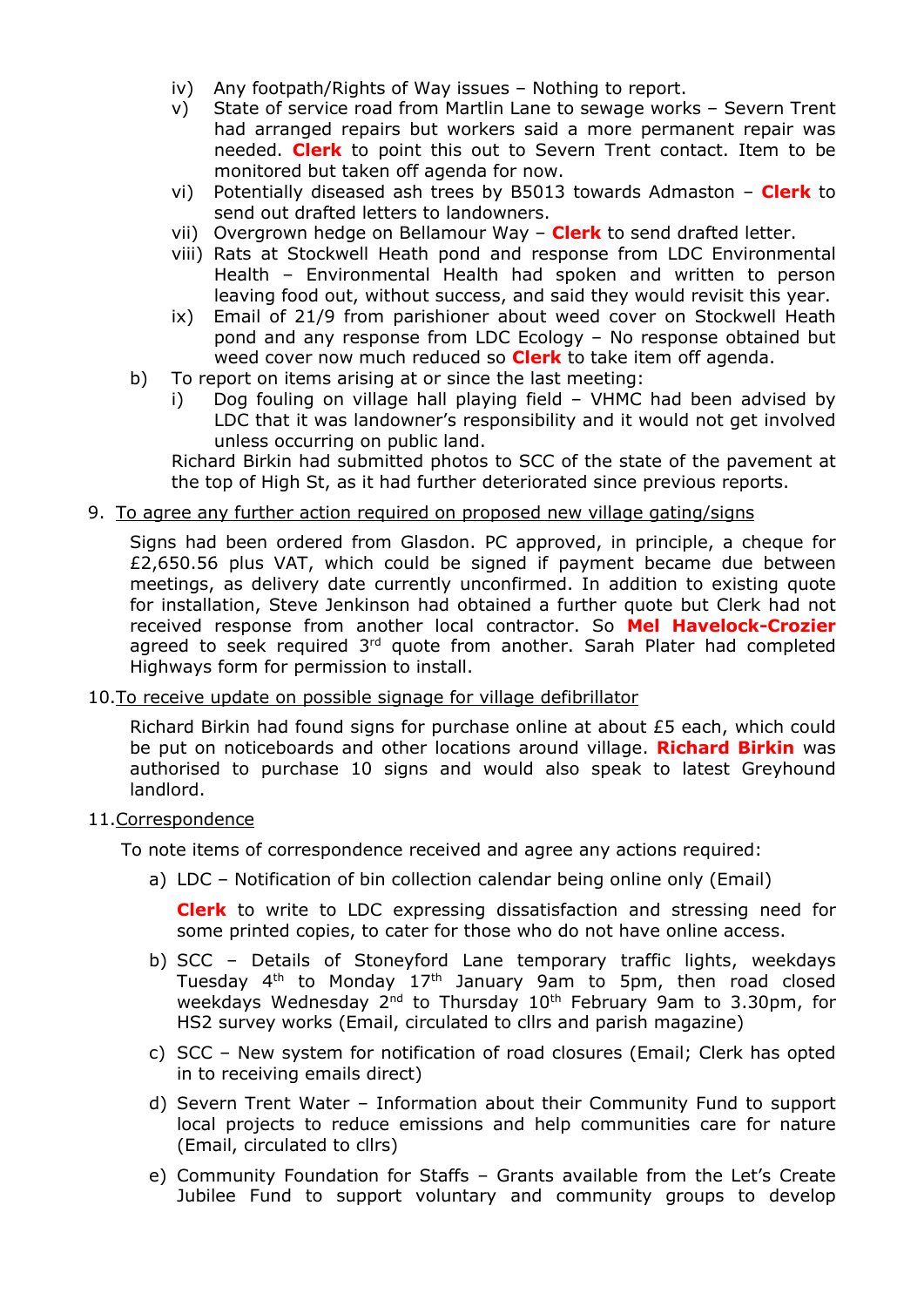- iv) Any footpath/Rights of Way issues – Nothing to report.
- v) State of service road from Martlin Lane to sewage works – Severn Trent had arranged repairs but workers said a more permanent repair was needed. **Clerk** to point this out to Severn Trent contact. Item to be monitored but taken off agenda for now.
- vi) Potentially diseased ash trees by B5013 towards Admaston – **Clerk** to send out drafted letters to landowners.
- vii) Overgrown hedge on Bellamour Way – **Clerk** to send drafted letter.
- viii) Rats at Stockwell Heath pond and response from LDC Environmental Health – Environmental Health had spoken and written to person leaving food out, without success, and said they would revisit this year.
- ix) Email of 21/9 from parishioner about weed cover on Stockwell Heath pond and any response from LDC Ecology – No response obtained but weed cover now much reduced so **Clerk** to take item off agenda.

b) To report on items arising at or since the last meeting:

- i) Dog fouling on village hall playing field – VHMC had been advised by LDC that it was landowner's responsibility and it would not get involved unless occurring on public land.

Richard Birkin had submitted photos to SCC of the state of the pavement at the top of High St, as it had further deteriorated since previous reports.

9. <u>To agree any further action required on proposed new village gating/signs</u>

Signs had been ordered from Glasdon. PC approved, in principle, a cheque for £2,650.56 plus VAT, which could be signed if payment became due between meetings, as delivery date currently unconfirmed. In addition to existing quote for installation, Steve Jenkinson had obtained a further quote but Clerk had not received response from another local contractor. So **Mel Havelock-Crozier** agreed to seek required 3rd quote from another. Sarah Plater had completed Highways form for permission to install.

10. <u>To receive update on possible signage for village defibrillator</u>

Richard Birkin had found signs for purchase online at about £5 each, which could be put on noticeboards and other locations around village. **Richard Birkin** was authorised to purchase 10 signs and would also speak to latest Greyhound landlord.

11. <u>Correspondence</u>

To note items of correspondence received and agree any actions required:

a) LDC – Notification of bin collection calendar being online only (Email)

**Clerk** to write to LDC expressing dissatisfaction and stressing need for some printed copies, to cater for those who do not have online access.

b) SCC – Details of Stoneyford Lane temporary traffic lights, weekdays Tuesday 4th to Monday 17th January 9am to 5pm, then road closed weekdays Wednesday 2nd to Thursday 10th February 9am to 3.30pm, for HS2 survey works (Email, circulated to cllrs and parish magazine)

c) SCC – New system for notification of road closures (Email; Clerk has opted in to receiving emails direct)

d) Severn Trent Water – Information about their Community Fund to support local projects to reduce emissions and help communities care for nature (Email, circulated to cllrs)

e) Community Foundation for Staffs – Grants available from the Let's Create Jubilee Fund to support voluntary and community groups to develop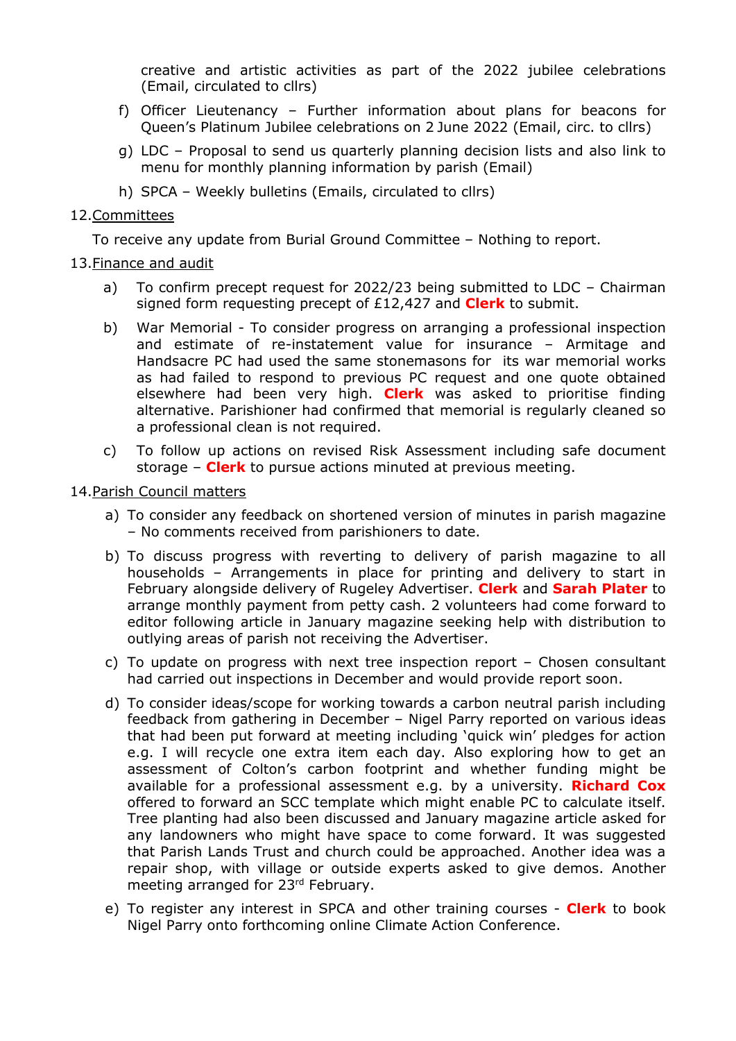creative and artistic activities as part of the 2022 jubilee celebrations (Email, circulated to cllrs)

f) Officer Lieutenancy – Further information about plans for beacons for Queen's Platinum Jubilee celebrations on 2 June 2022 (Email, circ. to cllrs)

g) LDC – Proposal to send us quarterly planning decision lists and also link to menu for monthly planning information by parish (Email)

h) SPCA – Weekly bulletins (Emails, circulated to cllrs)

12. Committees

To receive any update from Burial Ground Committee – Nothing to report.

13. Finance and audit

a) To confirm precept request for 2022/23 being submitted to LDC – Chairman signed form requesting precept of £12,427 and **Clerk** to submit.

b) War Memorial - To consider progress on arranging a professional inspection and estimate of re-instatement value for insurance – Armitage and Handsacre PC had used the same stonemasons for its war memorial works as had failed to respond to previous PC request and one quote obtained elsewhere had been very high. **Clerk** was asked to prioritise finding alternative. Parishioner had confirmed that memorial is regularly cleaned so a professional clean is not required.

c) To follow up actions on revised Risk Assessment including safe document storage – **Clerk** to pursue actions minuted at previous meeting.

14. Parish Council matters

a) To consider any feedback on shortened version of minutes in parish magazine – No comments received from parishioners to date.

b) To discuss progress with reverting to delivery of parish magazine to all households – Arrangements in place for printing and delivery to start in February alongside delivery of Rugeley Advertiser. **Clerk** and **Sarah Plater** to arrange monthly payment from petty cash. 2 volunteers had come forward to editor following article in January magazine seeking help with distribution to outlying areas of parish not receiving the Advertiser.

c) To update on progress with next tree inspection report – Chosen consultant had carried out inspections in December and would provide report soon.

d) To consider ideas/scope for working towards a carbon neutral parish including feedback from gathering in December – Nigel Parry reported on various ideas that had been put forward at meeting including 'quick win' pledges for action e.g. I will recycle one extra item each day. Also exploring how to get an assessment of Colton's carbon footprint and whether funding might be available for a professional assessment e.g. by a university. **Richard Cox** offered to forward an SCC template which might enable PC to calculate itself. Tree planting had also been discussed and January magazine article asked for any landowners who might have space to come forward. It was suggested that Parish Lands Trust and church could be approached. Another idea was a repair shop, with village or outside experts asked to give demos. Another meeting arranged for 23rd February.

e) To register any interest in SPCA and other training courses - **Clerk** to book Nigel Parry onto forthcoming online Climate Action Conference.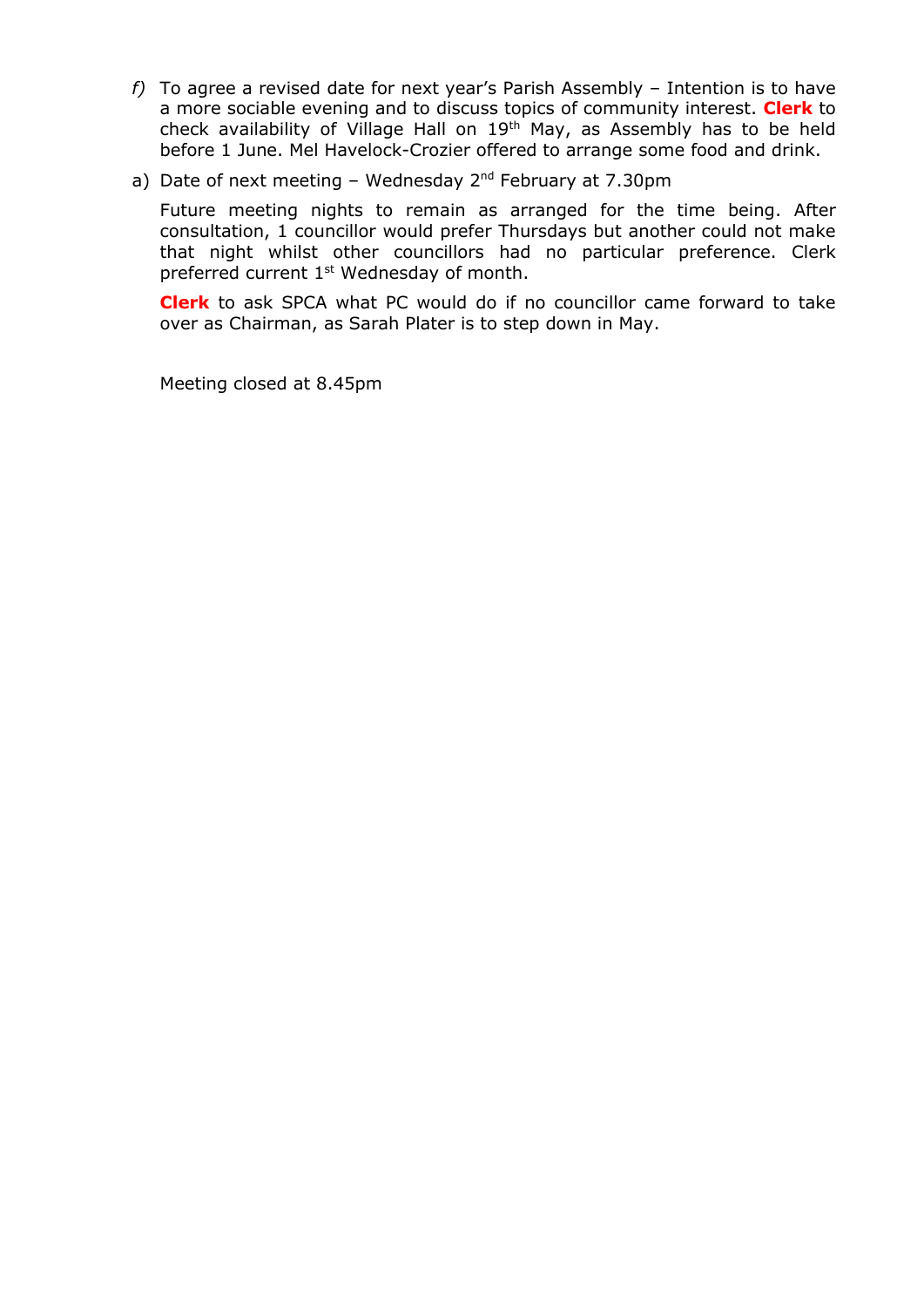f) To agree a revised date for next year's Parish Assembly – Intention is to have a more sociable evening and to discuss topics of community interest. **Clerk** to check availability of Village Hall on 19th May, as Assembly has to be held before 1 June. Mel Havelock-Crozier offered to arrange some food and drink.

a) Date of next meeting – Wednesday 2nd February at 7.30pm

Future meeting nights to remain as arranged for the time being. After consultation, 1 councillor would prefer Thursdays but another could not make that night whilst other councillors had no particular preference. Clerk preferred current 1st Wednesday of month.

**Clerk** to ask SPCA what PC would do if no councillor came forward to take over as Chairman, as Sarah Plater is to step down in May.

Meeting closed at 8.45pm